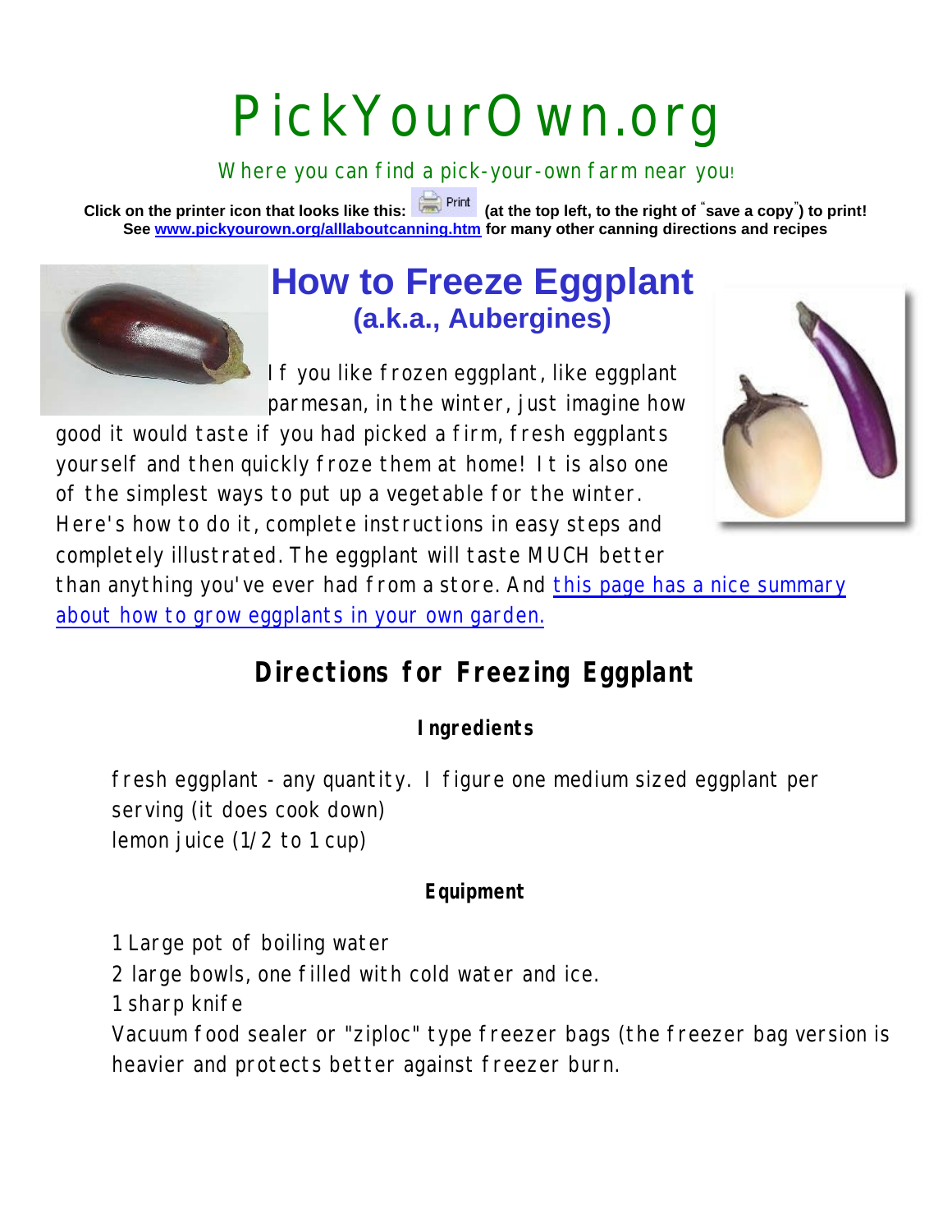# PickYourOwn.org

Where you can find a pick-your-own farm near you!

**Click on the printer icon that looks like this: Print (at the top left, to the right of "save a copy") to print! See [www.pickyourown.org/alllaboutcanning.htm](www.pickyourown.org/alllaboutcanning.htm) for many other canning directions and recipes**

# How to Freeze Eggplant

## (a.k.a., Aubergines)

If you like frozen eggplant, like eggplant parmesan, in the winter, just imagine how good it would taste if you had picked a firm, fresh eggplants yourself and then quickly froze them at home! It is also one of the simplest ways to put up a vegetable for the winter. Here's how to do it, complete instructions in easy steps and completely illustrated. The eggplant will taste MUCH better than anything you've ever had from a store. And this page has a nice summary about how to grow eggplants in your own garden.

## Directions for Freezing Eggplant

### Ingredients

fresh eggplant - any quantity. I figure one medium sized eggplant per serving (it does cook down)
lemon juice (1/2 to 1 cup)

### Equipment

1 Large pot of boiling water
2 large bowls, one filled with cold water and ice.
1 sharp knife
Vacuum food sealer or "ziploc" type freezer bags (the freezer bag version is heavier and protects better against freezer burn.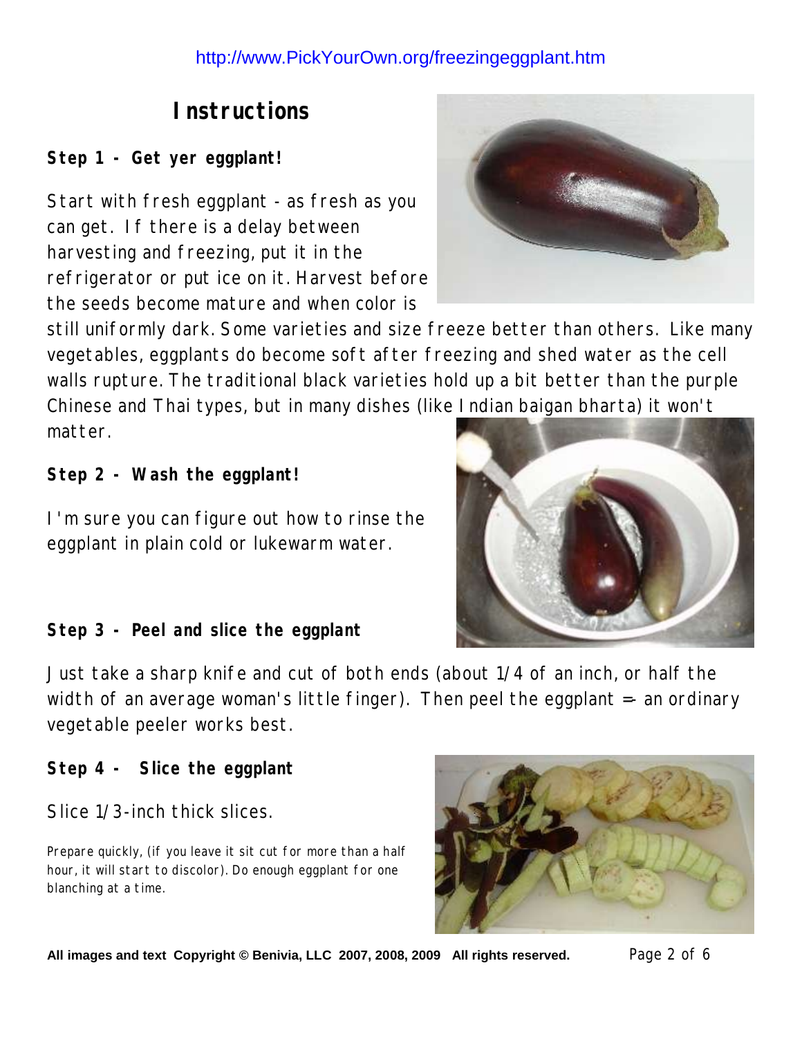http://www.PickYourOwn.org/freezingeggplant.htm

## Instructions

**Step 1 - Get yer eggplant!**

Start with fresh eggplant - as fresh as you can get. If there is a delay between harvesting and freezing, put it in the refrigerator or put ice on it. Harvest before the seeds become mature and when color is still uniformly dark. Some varieties and size freeze better than others. Like many vegetables, eggplants do become soft after freezing and shed water as the cell walls rupture. The traditional black varieties hold up a bit better than the purple Chinese and Thai types, but in many dishes (like Indian baigan bharta) it won't matter.

**Step 2 - Wash the eggplant!**

I'm sure you can figure out how to rinse the eggplant in plain cold or lukewarm water.

**Step 3 - Peel and slice the eggplant**

Just take a sharp knife and cut of both ends (about 1/4 of an inch, or half the width of an average woman's little finger). Then peel the eggplant =- an ordinary vegetable peeler works best.

**Step 4 - Slice the eggplant**

Slice 1/3-inch thick slices.

Prepare quickly, (if you leave it sit cut for more than a half hour, it will start to discolor). Do enough eggplant for one blanching at a time.

**All images and text Copyright © Benivia, LLC 2007, 2008, 2009 All rights reserved.**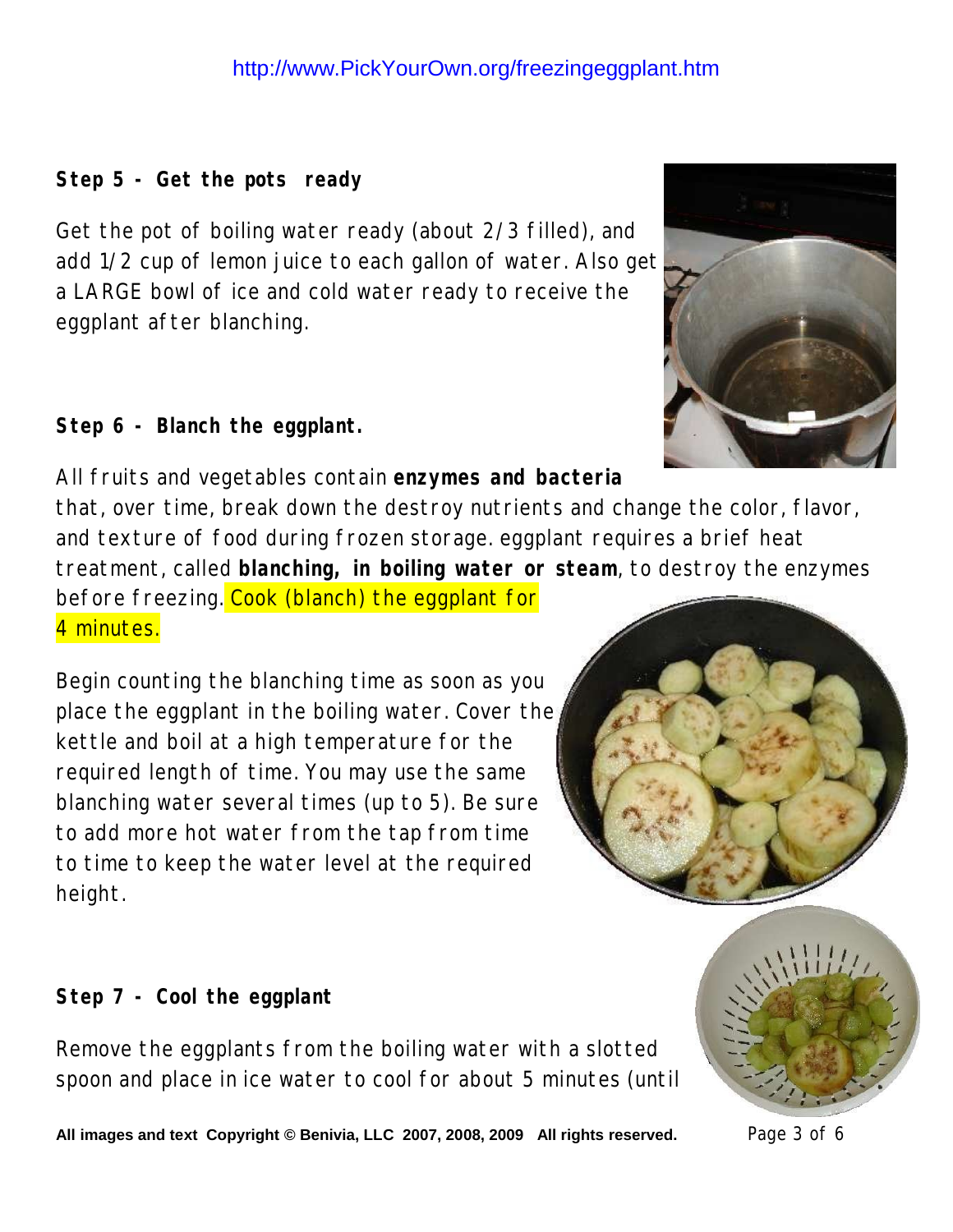**Step 5 - Get the pots ready**

Get the pot of boiling water ready (about 2/3 filled), and add 1/2 cup of lemon juice to each gallon of water. Also get a LARGE bowl of ice and cold water ready to receive the eggplant after blanching.

**Step 6 - Blanch the eggplant.**

All fruits and vegetables contain **enzymes and bacteria** that, over time, break down the destroy nutrients and change the color, flavor, and texture of food during frozen storage. eggplant requires a brief heat treatment, called **blanching, in boiling water or steam**, to destroy the enzymes before freezing. Cook (blanch) the eggplant for 4 minutes.

Begin counting the blanching time as soon as you place the eggplant in the boiling water. Cover the kettle and boil at a high temperature for the required length of time. You may use the same blanching water several times (up to 5). Be sure to add more hot water from the tap from time to time to keep the water level at the required height.

**Step 7 - Cool the eggplant**

Remove the eggplants from the boiling water with a slotted spoon and place in ice water to cool for about 5 minutes (until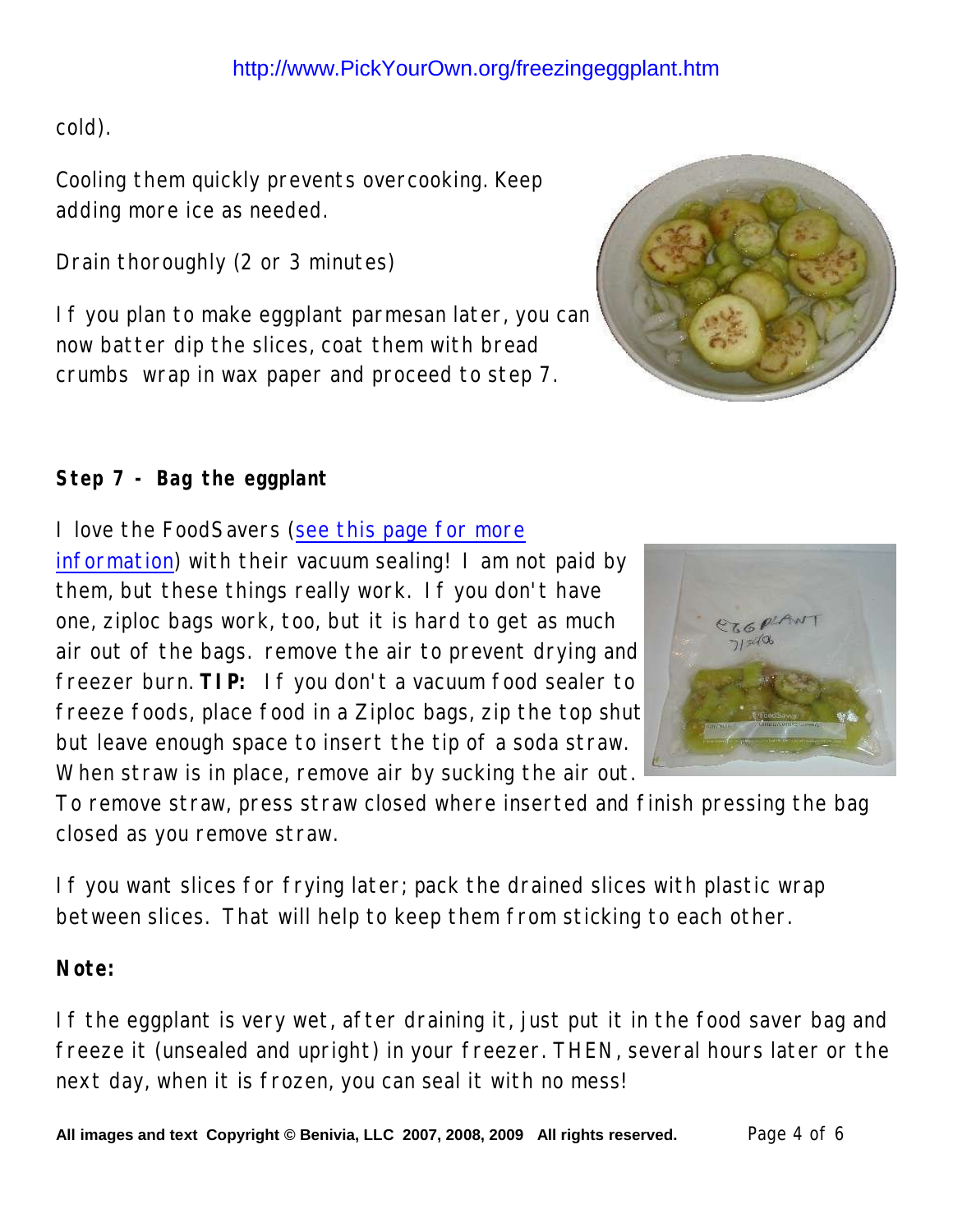cold).

Cooling them quickly prevents overcooking. Keep adding more ice as needed.

Drain thoroughly (2 or 3 minutes)

If you plan to make eggplant parmesan later, you can now batter dip the slices, coat them with bread crumbs  wrap in wax paper and proceed to step 7.

**Step 7 - Bag the eggplant**

I love the FoodSavers (see this page for more information) with their vacuum sealing! I am not paid by them, but these things really work. If you don't have one, ziploc bags work, too, but it is hard to get as much air out of the bags. remove the air to prevent drying and freezer burn. **TIP:** If you don't a vacuum food sealer to freeze foods, place food in a Ziploc bags, zip the top shut but leave enough space to insert the tip of a soda straw. When straw is in place, remove air by sucking the air out. To remove straw, press straw closed where inserted and finish pressing the bag closed as you remove straw.

If you want slices for frying later; pack the drained slices with plastic wrap between slices. That will help to keep them from sticking to each other.

**Note:**

If the eggplant is very wet, after draining it, just put it in the food saver bag and freeze it (unsealed and upright) in your freezer. THEN, several hours later or the next day, when it is frozen, you can seal it with no mess!

**All images and text Copyright © Benivia, LLC 2007, 2008, 2009 All rights reserved.**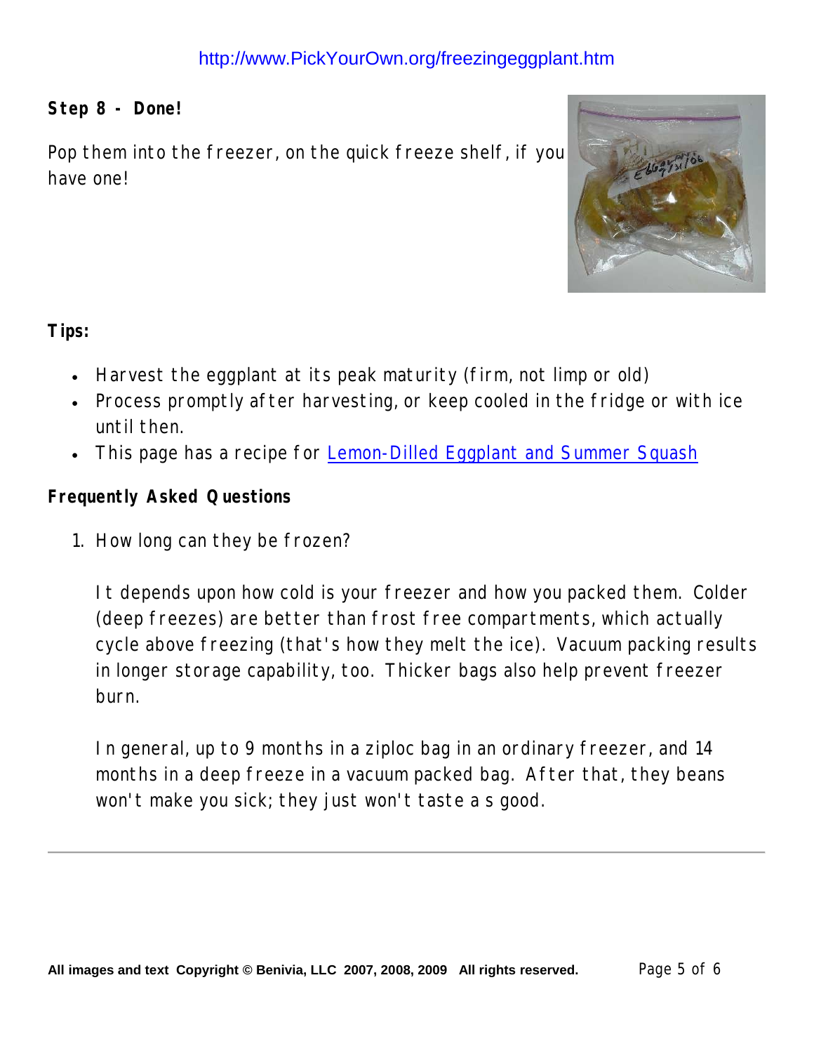### Step 8 - Done!

Pop them into the freezer, on the quick freeze shelf, if you have one!

### Tips:

- Harvest the eggplant at its peak maturity (firm, not limp or old)
- Process promptly after harvesting, or keep cooled in the fridge or with ice until then.
- This page has a recipe for Lemon-Dilled Eggplant and Summer Squash

### Frequently Asked Questions

1. How long can they be frozen?

   It depends upon how cold is your freezer and how you packed them. Colder (deep freezes) are better than frost free compartments, which actually cycle above freezing (that's how they melt the ice). Vacuum packing results in longer storage capability, too. Thicker bags also help prevent freezer burn.

   In general, up to 9 months in a ziploc bag in an ordinary freezer, and 14 months in a deep freeze in a vacuum packed bag. After that, they beans won't make you sick; they just won't taste a s good.

---

All images and text Copyright © Benivia, LLC 2007, 2008, 2009 All rights reserved.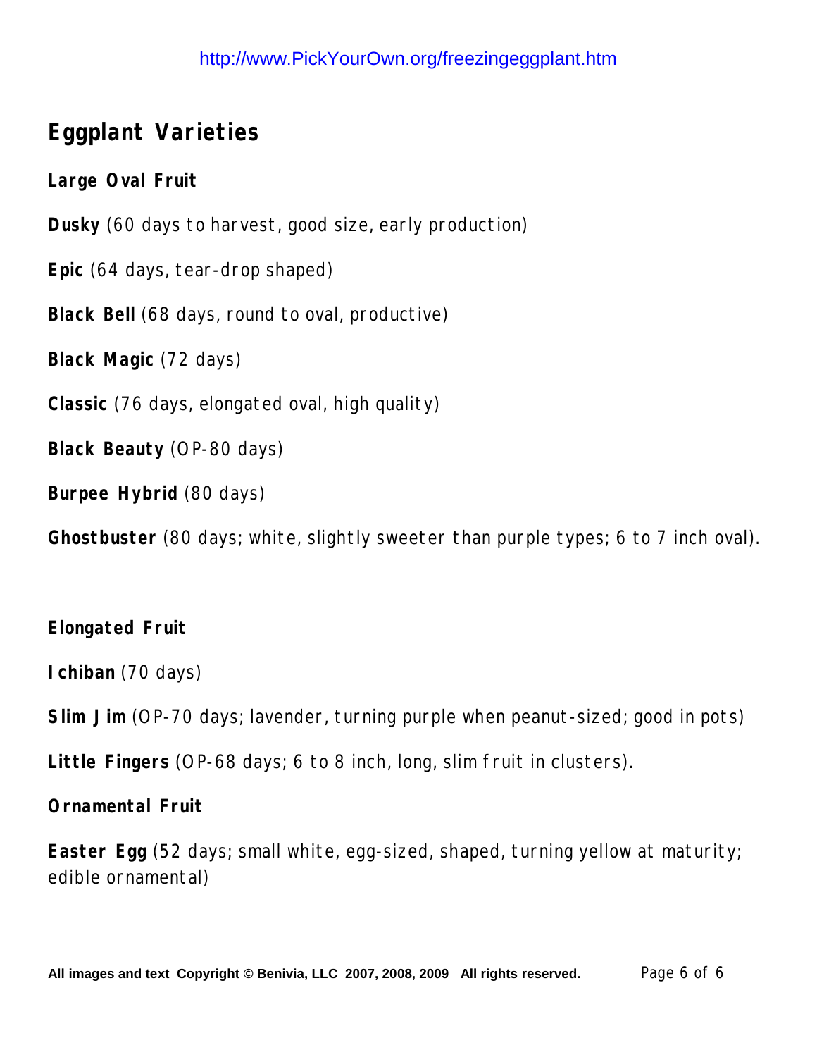## Eggplant Varieties

**Large Oval Fruit**

**Dusky** (60 days to harvest, good size, early production)

**Epic** (64 days, tear-drop shaped)

**Black Bell** (68 days, round to oval, productive)

**Black Magic** (72 days)

**Classic** (76 days, elongated oval, high quality)

**Black Beauty** (OP-80 days)

**Burpee Hybrid** (80 days)

**Ghostbuster** (80 days; white, slightly sweeter than purple types; 6 to 7 inch oval).

**Elongated Fruit**

**Ichiban** (70 days)

**Slim Jim** (OP-70 days; lavender, turning purple when peanut-sized; good in pots)

**Little Fingers** (OP-68 days; 6 to 8 inch, long, slim fruit in clusters).

**Ornamental Fruit**

**Easter Egg** (52 days; small white, egg-sized, shaped, turning yellow at maturity; edible ornamental)